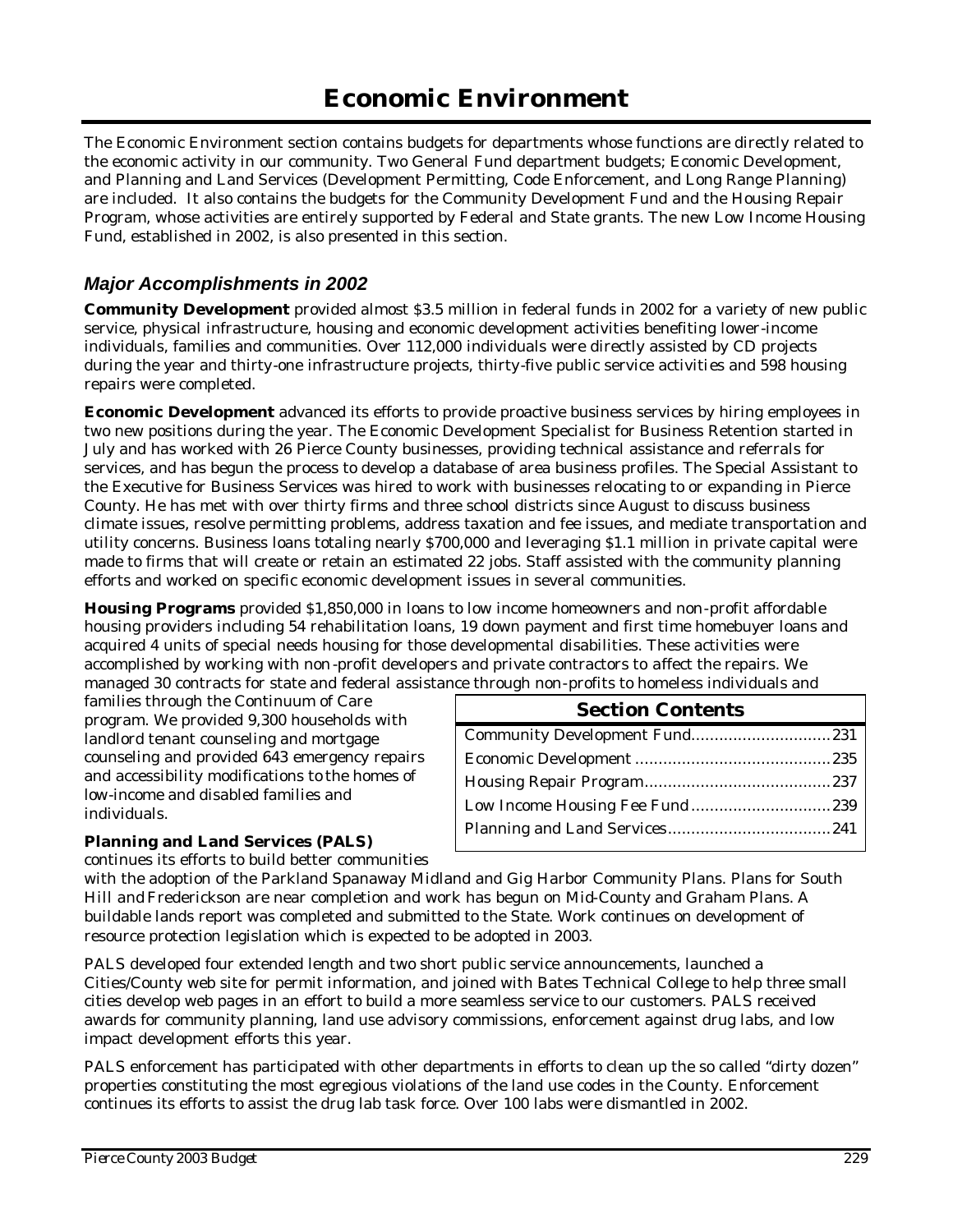# Economic Environment

The Economic Environment section contains budgets for departments whose functions are directly related to the economic activity in our community. Two General Fund department budgets; Economic Development, and Planning and Land Services (Development Permitting, Code Enforcement, and Long Range Planning) are included. It also contains the budgets for the Community Development Fund and the Housing Repair Program, whose activities are entirely supported by Federal and State grants. The new Low Income Housing Fund, established in 2002, is also presented in this section.

## *Major Accomplishments in 2002*

**Community Development** provided almost $3.5 million in federal funds in 2002 for a variety of new public service, physical infrastructure, housing and economic development activities benefiting lower-income individuals, families and communities. Over 112,000 individuals were directly assisted by CD projects during the year and thirty-one infrastructure projects, thirty-five public service activities and 598 housing repairs were completed.

**Economic Development** advanced its efforts to provide proactive business services by hiring employees in two new positions during the year. The Economic Development Specialist for Business Retention started in July and has worked with 26 Pierce County businesses, providing technical assistance and referrals for services, and has begun the process to develop a database of area business profiles. The Special Assistant to the Executive for Business Services was hired to work with businesses relocating to or expanding in Pierce County. He has met with over thirty firms and three school districts since August to discuss business climate issues, resolve permitting problems, address taxation and fee issues, and mediate transportation and utility concerns. Business loans totaling nearly $700,000 and leveraging $1.1 million in private capital were made to firms that will create or retain an estimated 22 jobs. Staff assisted with the community planning efforts and worked on specific economic development issues in several communities.

**Housing Programs** provided $1,850,000 in loans to low income homeowners and non-profit affordable housing providers including 54 rehabilitation loans, 19 down payment and first time homebuyer loans and acquired 4 units of special needs housing for those developmental disabilities. These activities were accomplished by working with non-profit developers and private contractors to affect the repairs. We managed 30 contracts for state and federal assistance through non-profits to homeless individuals and families through the Continuum of Care program. We provided 9,300 households with landlord tenant counseling and mortgage counseling and provided 643 emergency repairs and accessibility modifications to the homes of low-income and disabled families and individuals.

| Section Contents | |
|---|---|
| Community Development Fund | 231 |
| Economic Development | 235 |
| Housing Repair Program | 237 |
| Low Income Housing Fee Fund | 239 |
| Planning and Land Services | 241 |

**Planning and Land Services (PALS)** continues its efforts to build better communities with the adoption of the Parkland Spanaway Midland and Gig Harbor Community Plans. Plans for South Hill and Frederickson are near completion and work has begun on Mid-County and Graham Plans. A buildable lands report was completed and submitted to the State. Work continues on development of resource protection legislation which is expected to be adopted in 2003.

PALS developed four extended length and two short public service announcements, launched a Cities/County web site for permit information, and joined with Bates Technical College to help three small cities develop web pages in an effort to build a more seamless service to our customers. PALS received awards for community planning, land use advisory commissions, enforcement against drug labs, and low impact development efforts this year.

PALS enforcement has participated with other departments in efforts to clean up the so called "dirty dozen" properties constituting the most egregious violations of the land use codes in the County. Enforcement continues its efforts to assist the drug lab task force. Over 100 labs were dismantled in 2002.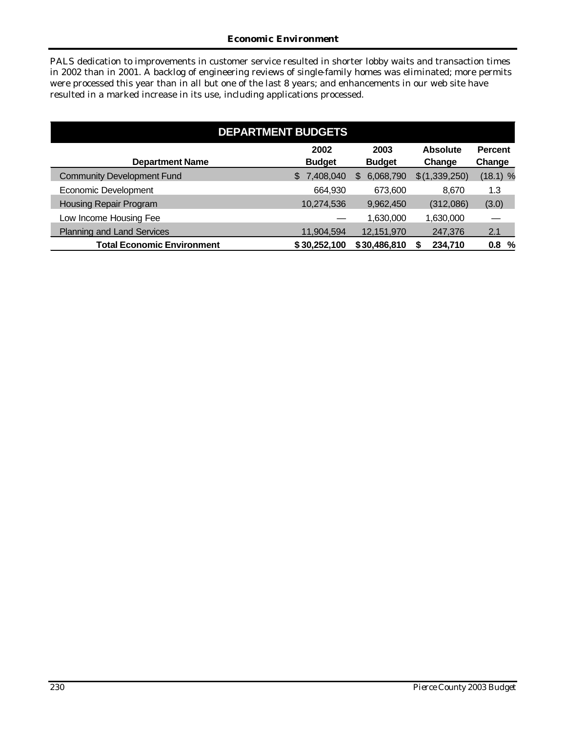PALS dedication to improvements in customer service resulted in shorter lobby waits and transaction times in 2002 than in 2001. A backlog of engineering reviews of single-family homes was eliminated; more permits were processed this year than in all but one of the last 8 years; and enhancements in our web site have resulted in a marked increase in its use, including applications processed.

## DEPARTMENT BUDGETS

| Department Name | 2002 Budget | 2003 Budget | Absolute Change | Percent Change |
|---|---|---|---|---|
| Community Development Fund | $ 7,408,040 | $ 6,068,790 | $ (1,339,250) | (18.1) % |
| Economic Development | 664,930 | 673,600 | 8,670 | 1.3 |
| Housing Repair Program | 10,274,536 | 9,962,450 | (312,086) | (3.0) |
| Low Income Housing Fee | — | 1,630,000 | 1,630,000 | — |
| Planning and Land Services | 11,904,594 | 12,151,970 | 247,376 | 2.1 |
| **Total Economic Environment** | **$ 30,252,100** | **$ 30,486,810** | **$ 234,710** | **0.8 %** |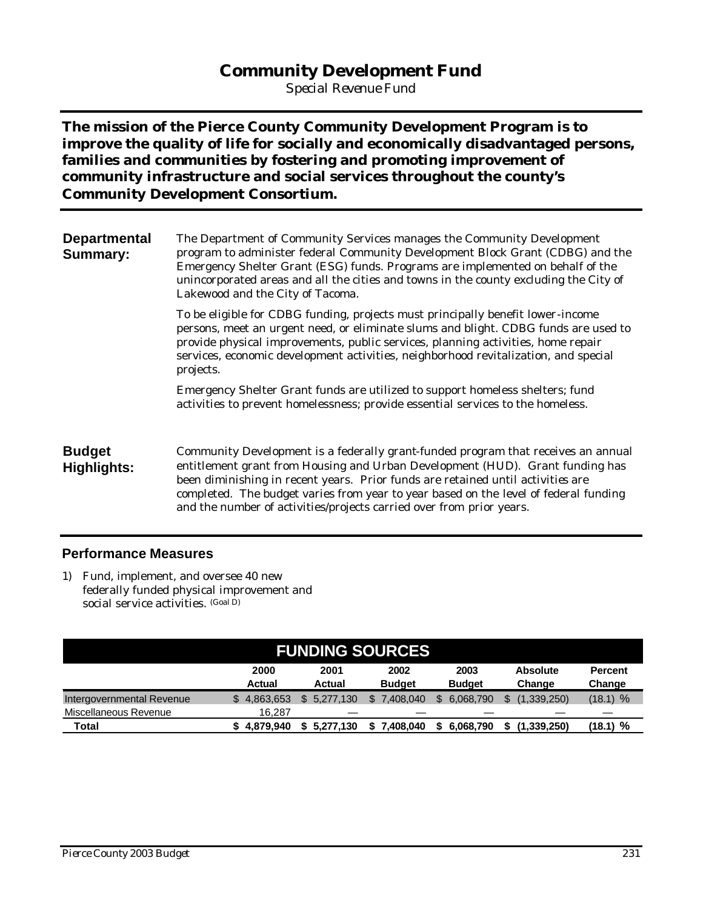# Community Development Fund

*Special Revenue Fund*

**The mission of the Pierce County Community Development Program is to improve the quality of life for socially and economically disadvantaged persons, families and communities by fostering and promoting improvement of community infrastructure and social services throughout the county's Community Development Consortium.**

**Departmental Summary:**

The Department of Community Services manages the Community Development program to administer federal Community Development Block Grant (CDBG) and the Emergency Shelter Grant (ESG) funds. Programs are implemented on behalf of the unincorporated areas and all the cities and towns in the county excluding the City of Lakewood and the City of Tacoma.

To be eligible for CDBG funding, projects must principally benefit lower-income persons, meet an urgent need, or eliminate slums and blight. CDBG funds are used to provide physical improvements, public services, planning activities, home repair services, economic development activities, neighborhood revitalization, and special projects.

Emergency Shelter Grant funds are utilized to support homeless shelters; fund activities to prevent homelessness; provide essential services to the homeless.

**Budget Highlights:**

Community Development is a federally grant-funded program that receives an annual entitlement grant from Housing and Urban Development (HUD). Grant funding has been diminishing in recent years. Prior funds are retained until activities are completed. The budget varies from year to year based on the level of federal funding and the number of activities/projects carried over from prior years.

## Performance Measures

1) Fund, implement, and oversee 40 new federally funded physical improvement and social service activities. (Goal D)

**FUNDING SOURCES**

| | 2000 Actual | 2001 Actual | 2002 Budget | 2003 Budget | Absolute Change | Percent Change |
|---|---|---|---|---|---|---|
| Intergovernmental Revenue | $ 4,863,653 | $ 5,277,130 | $ 7,408,040 | $ 6,068,790 | $ (1,339,250) | (18.1) % |
| Miscellaneous Revenue | 16,287 | — | — | — | — | — |
| **Total** | **$ 4,879,940** | **$ 5,277,130** | **$ 7,408,040** | **$ 6,068,790** | **$ (1,339,250)** | **(18.1) %** |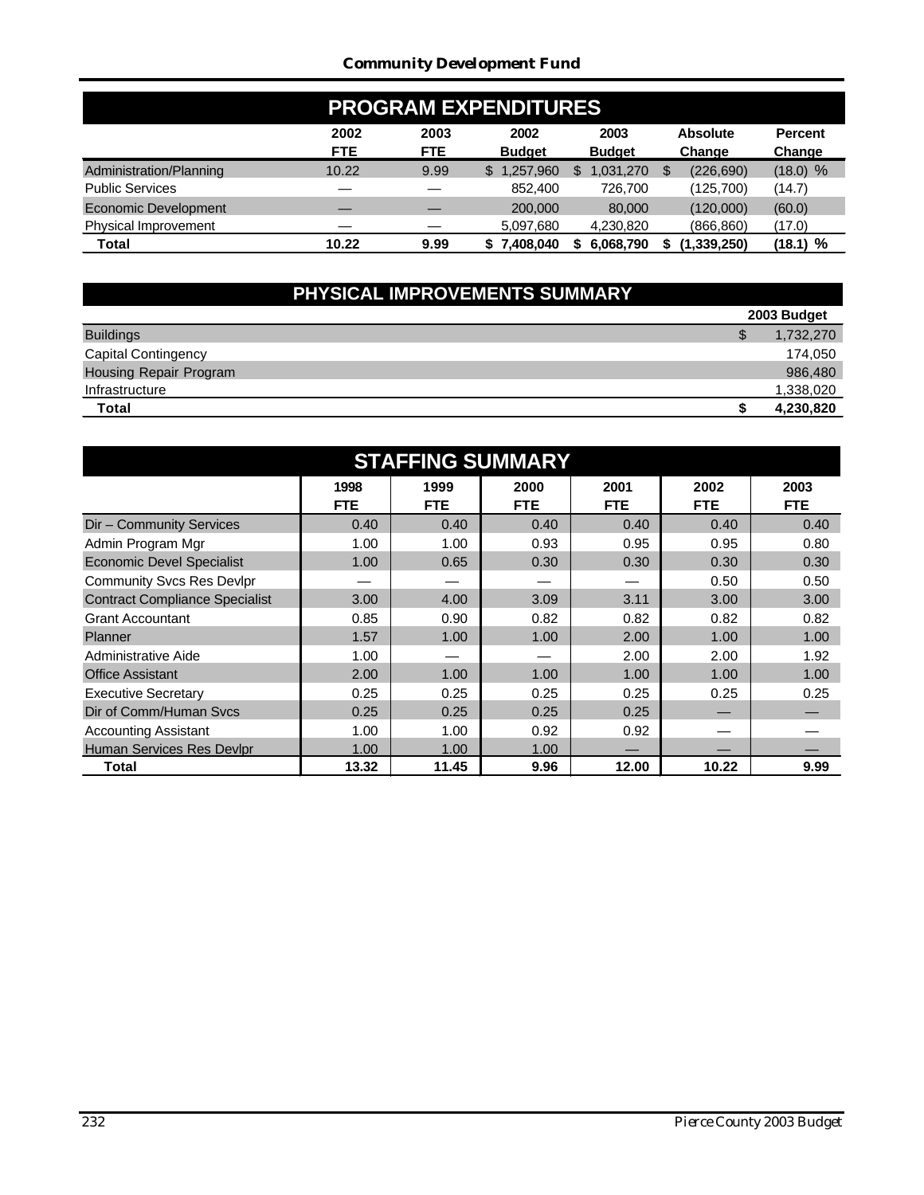## Community Development Fund

### PROGRAM EXPENDITURES

| | 2002 FTE | 2003 FTE | 2002 Budget | 2003 Budget | Absolute Change | Percent Change |
|---|---|---|---|---|---|---|
| Administration/Planning | 10.22 | 9.99 | $ 1,257,960 | $ 1,031,270 | $ (226,690) | (18.0) % |
| Public Services | — | — | 852,400 | 726,700 | (125,700) | (14.7) |
| Economic Development | — | — | 200,000 | 80,000 | (120,000) | (60.0) |
| Physical Improvement | — | — | 5,097,680 | 4,230,820 | (866,860) | (17.0) |
| **Total** | **10.22** | **9.99** | **$ 7,408,040** | **$ 6,068,790** | **$ (1,339,250)** | **(18.1) %** |

### PHYSICAL IMPROVEMENTS SUMMARY

| | 2003 Budget |
|---|---|
| Buildings | $ 1,732,270 |
| Capital Contingency | 174,050 |
| Housing Repair Program | 986,480 |
| Infrastructure | 1,338,020 |
| **Total** | **$ 4,230,820** |

### STAFFING SUMMARY

| | 1998 FTE | 1999 FTE | 2000 FTE | 2001 FTE | 2002 FTE | 2003 FTE |
|---|---|---|---|---|---|---|
| Dir – Community Services | 0.40 | 0.40 | 0.40 | 0.40 | 0.40 | 0.40 |
| Admin Program Mgr | 1.00 | 1.00 | 0.93 | 0.95 | 0.95 | 0.80 |
| Economic Devel Specialist | 1.00 | 0.65 | 0.30 | 0.30 | 0.30 | 0.30 |
| Community Svcs Res Devlpr | — | — | — | — | 0.50 | 0.50 |
| Contract Compliance Specialist | 3.00 | 4.00 | 3.09 | 3.11 | 3.00 | 3.00 |
| Grant Accountant | 0.85 | 0.90 | 0.82 | 0.82 | 0.82 | 0.82 |
| Planner | 1.57 | 1.00 | 1.00 | 2.00 | 1.00 | 1.00 |
| Administrative Aide | 1.00 | — | — | 2.00 | 2.00 | 1.92 |
| Office Assistant | 2.00 | 1.00 | 1.00 | 1.00 | 1.00 | 1.00 |
| Executive Secretary | 0.25 | 0.25 | 0.25 | 0.25 | 0.25 | 0.25 |
| Dir of Comm/Human Svcs | 0.25 | 0.25 | 0.25 | 0.25 | — | — |
| Accounting Assistant | 1.00 | 1.00 | 0.92 | 0.92 | — | — |
| Human Services Res Devlpr | 1.00 | 1.00 | 1.00 | — | — | — |
| **Total** | **13.32** | **11.45** | **9.96** | **12.00** | **10.22** | **9.99** |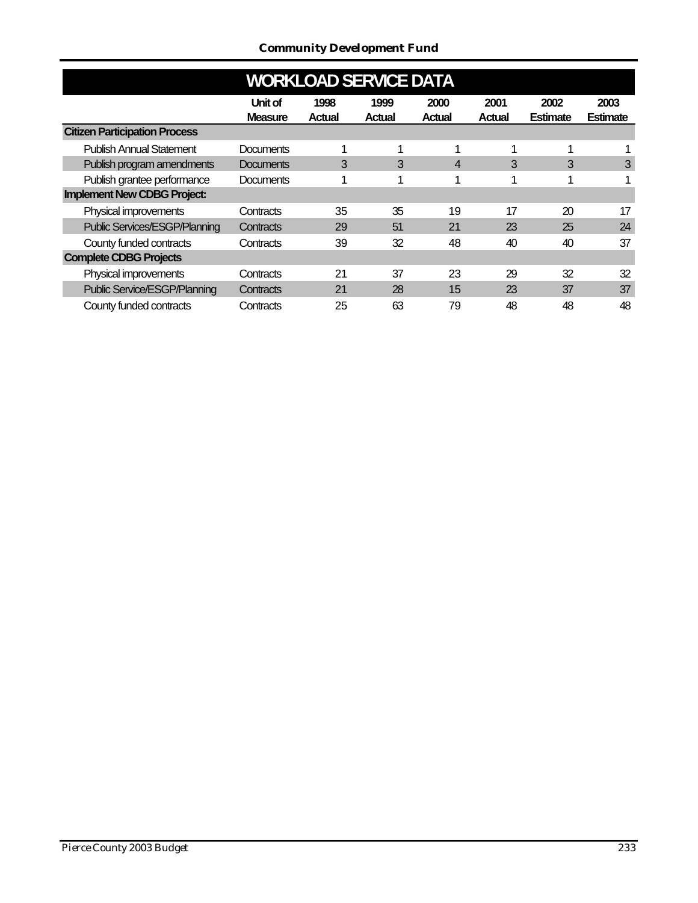## WORKLOAD SERVICE DATA

| | Unit of Measure | 1998 Actual | 1999 Actual | 2000 Actual | 2001 Actual | 2002 Estimate | 2003 Estimate |
|---|---|---|---|---|---|---|---|
| **Citizen Participation Process** | | | | | | | |
| Publish Annual Statement | Documents | 1 | 1 | 1 | 1 | 1 | 1 |
| Publish program amendments | Documents | 3 | 3 | 4 | 3 | 3 | 3 |
| Publish grantee performance | Documents | 1 | 1 | 1 | 1 | 1 | 1 |
| **Implement New CDBG Project:** | | | | | | | |
| Physical improvements | Contracts | 35 | 35 | 19 | 17 | 20 | 17 |
| Public Services/ESGP/Planning | Contracts | 29 | 51 | 21 | 23 | 25 | 24 |
| County funded contracts | Contracts | 39 | 32 | 48 | 40 | 40 | 37 |
| **Complete CDBG Projects** | | | | | | | |
| Physical improvements | Contracts | 21 | 37 | 23 | 29 | 32 | 32 |
| Public Service/ESGP/Planning | Contracts | 21 | 28 | 15 | 23 | 37 | 37 |
| County funded contracts | Contracts | 25 | 63 | 79 | 48 | 48 | 48 |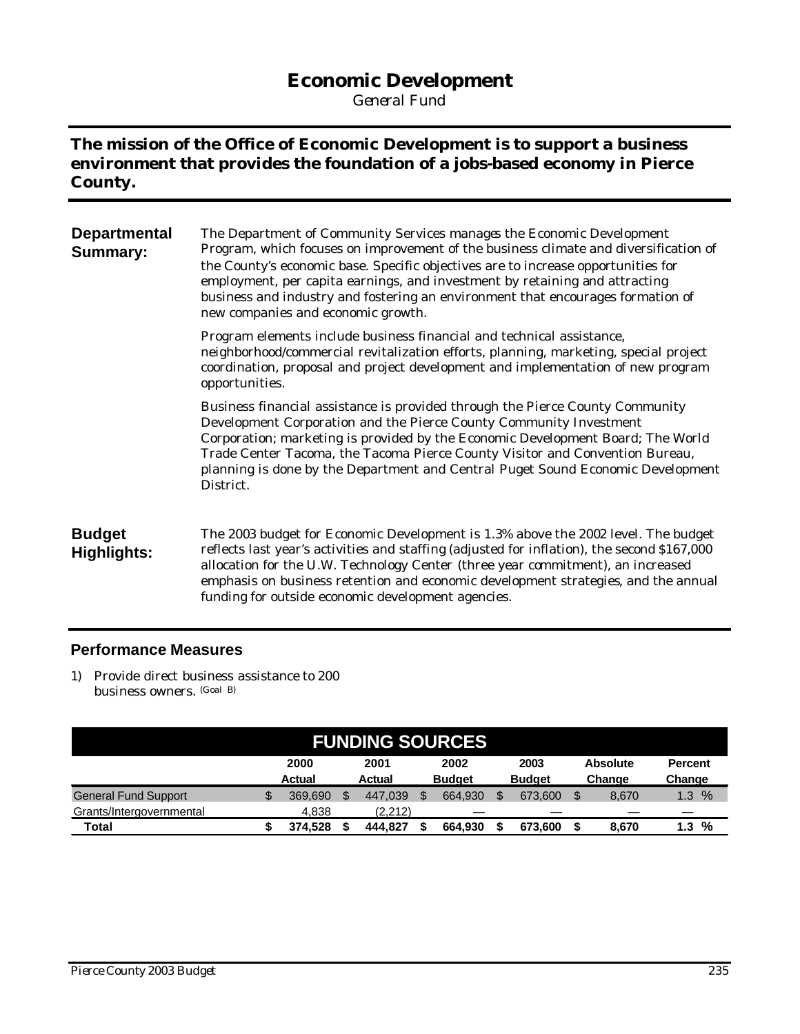# Economic Development

*General Fund*

**The mission of the Office of Economic Development is to support a business environment that provides the foundation of a jobs-based economy in Pierce County.**

**Departmental Summary:**

The Department of Community Services manages the Economic Development Program, which focuses on improvement of the business climate and diversification of the County's economic base. Specific objectives are to increase opportunities for employment, per capita earnings, and investment by retaining and attracting business and industry and fostering an environment that encourages formation of new companies and economic growth.

Program elements include business financial and technical assistance, neighborhood/commercial revitalization efforts, planning, marketing, special project coordination, proposal and project development and implementation of new program opportunities.

Business financial assistance is provided through the Pierce County Community Development Corporation and the Pierce County Community Investment Corporation; marketing is provided by the Economic Development Board; The World Trade Center Tacoma, the Tacoma Pierce County Visitor and Convention Bureau, planning is done by the Department and Central Puget Sound Economic Development District.

**Budget Highlights:**

The 2003 budget for Economic Development is 1.3% above the 2002 level. The budget reflects last year's activities and staffing (adjusted for inflation), the second $167,000 allocation for the U.W. Technology Center (three year commitment), an increased emphasis on business retention and economic development strategies, and the annual funding for outside economic development agencies.

## Performance Measures

1) Provide direct business assistance to 200 business owners. (Goal B)

| FUNDING SOURCES | 2000 Actual | 2001 Actual | 2002 Budget | 2003 Budget | Absolute Change | Percent Change |
|---|---|---|---|---|---|---|
| General Fund Support | $ 369,690 | $ 447,039 | $ 664,930 | $ 673,600 | $ 8,670 | 1.3 % |
| Grants/Intergovernmental | 4,838 | (2,212) | — | — | — | — |
| **Total** | **$ 374,528** | **$ 444,827** | **$ 664,930** | **$ 673,600** | **$ 8,670** | **1.3 %** |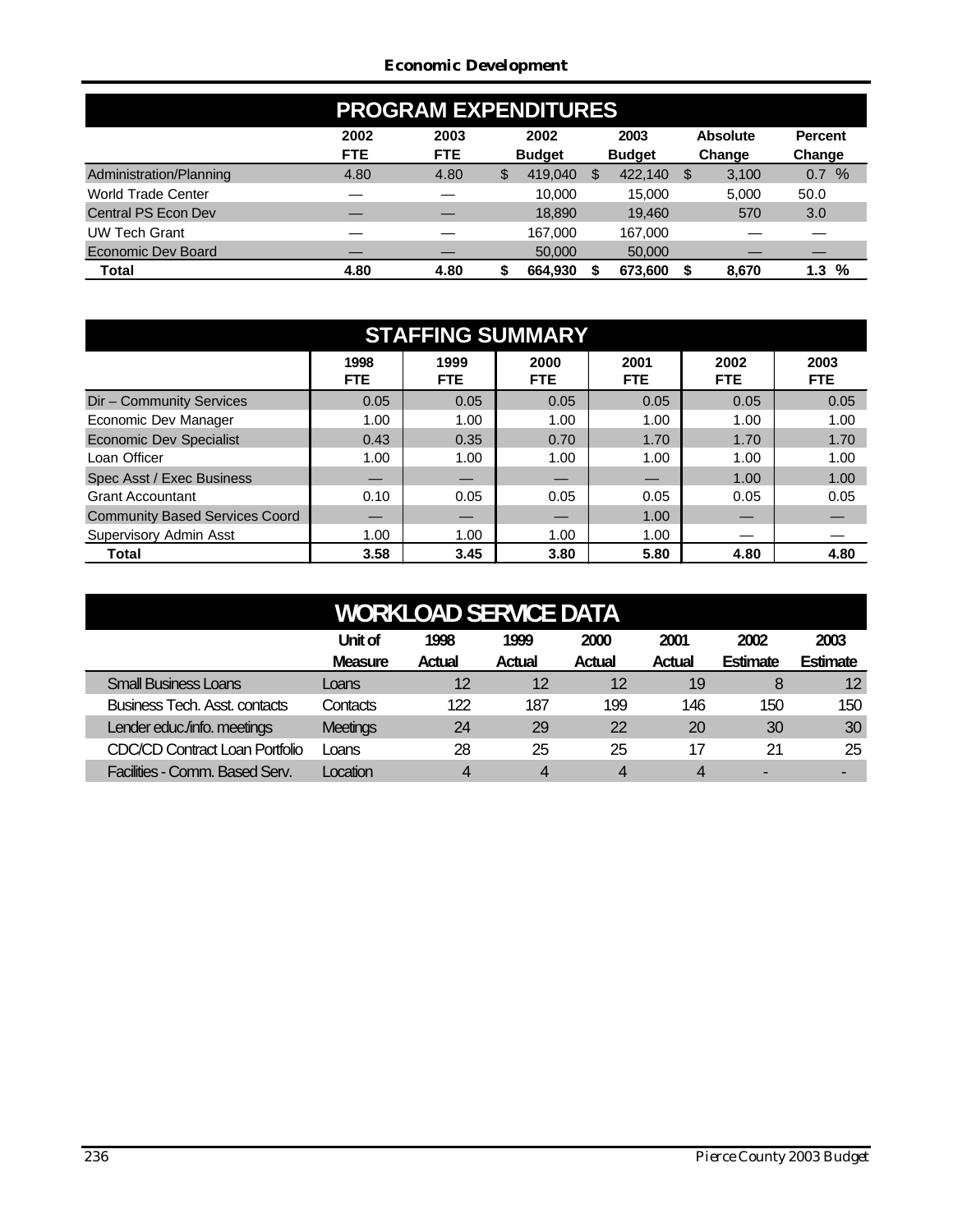## PROGRAM EXPENDITURES

| | 2002 FTE | 2003 FTE | 2002 Budget | 2003 Budget | Absolute Change | Percent Change |
|---|---|---|---|---|---|---|
| Administration/Planning | 4.80 | 4.80 | $ 419,040 | $ 422,140 | $ 3,100 | 0.7 % |
| World Trade Center | — | — | 10,000 | 15,000 | 5,000 | 50.0 |
| Central PS Econ Dev | — | — | 18,890 | 19,460 | 570 | 3.0 |
| UW Tech Grant | — | — | 167,000 | 167,000 | — | — |
| Economic Dev Board | — | — | 50,000 | 50,000 | — | — |
| **Total** | **4.80** | **4.80** | **$ 664,930** | **$ 673,600** | **$ 8,670** | **1.3 %** |

## STAFFING SUMMARY

| | 1998 FTE | 1999 FTE | 2000 FTE | 2001 FTE | 2002 FTE | 2003 FTE |
|---|---|---|---|---|---|---|
| Dir – Community Services | 0.05 | 0.05 | 0.05 | 0.05 | 0.05 | 0.05 |
| Economic Dev Manager | 1.00 | 1.00 | 1.00 | 1.00 | 1.00 | 1.00 |
| Economic Dev Specialist | 0.43 | 0.35 | 0.70 | 1.70 | 1.70 | 1.70 |
| Loan Officer | 1.00 | 1.00 | 1.00 | 1.00 | 1.00 | 1.00 |
| Spec Asst / Exec Business | — | — | — | — | 1.00 | 1.00 |
| Grant Accountant | 0.10 | 0.05 | 0.05 | 0.05 | 0.05 | 0.05 |
| Community Based Services Coord | — | — | — | 1.00 | — | — |
| Supervisory Admin Asst | 1.00 | 1.00 | 1.00 | 1.00 | — | — |
| **Total** | **3.58** | **3.45** | **3.80** | **5.80** | **4.80** | **4.80** |

## WORKLOAD SERVICE DATA

| | Unit of Measure | 1998 Actual | 1999 Actual | 2000 Actual | 2001 Actual | 2002 Estimate | 2003 Estimate |
|---|---|---|---|---|---|---|---|
| Small Business Loans | Loans | 12 | 12 | 12 | 19 | 8 | 12 |
| Business Tech. Asst. contacts | Contacts | 122 | 187 | 199 | 146 | 150 | 150 |
| Lender educ./info. meetings | Meetings | 24 | 29 | 22 | 20 | 30 | 30 |
| CDC/CD Contract Loan Portfolio | Loans | 28 | 25 | 25 | 17 | 21 | 25 |
| Facilities - Comm. Based Serv. | Location | 4 | 4 | 4 | 4 | - | - |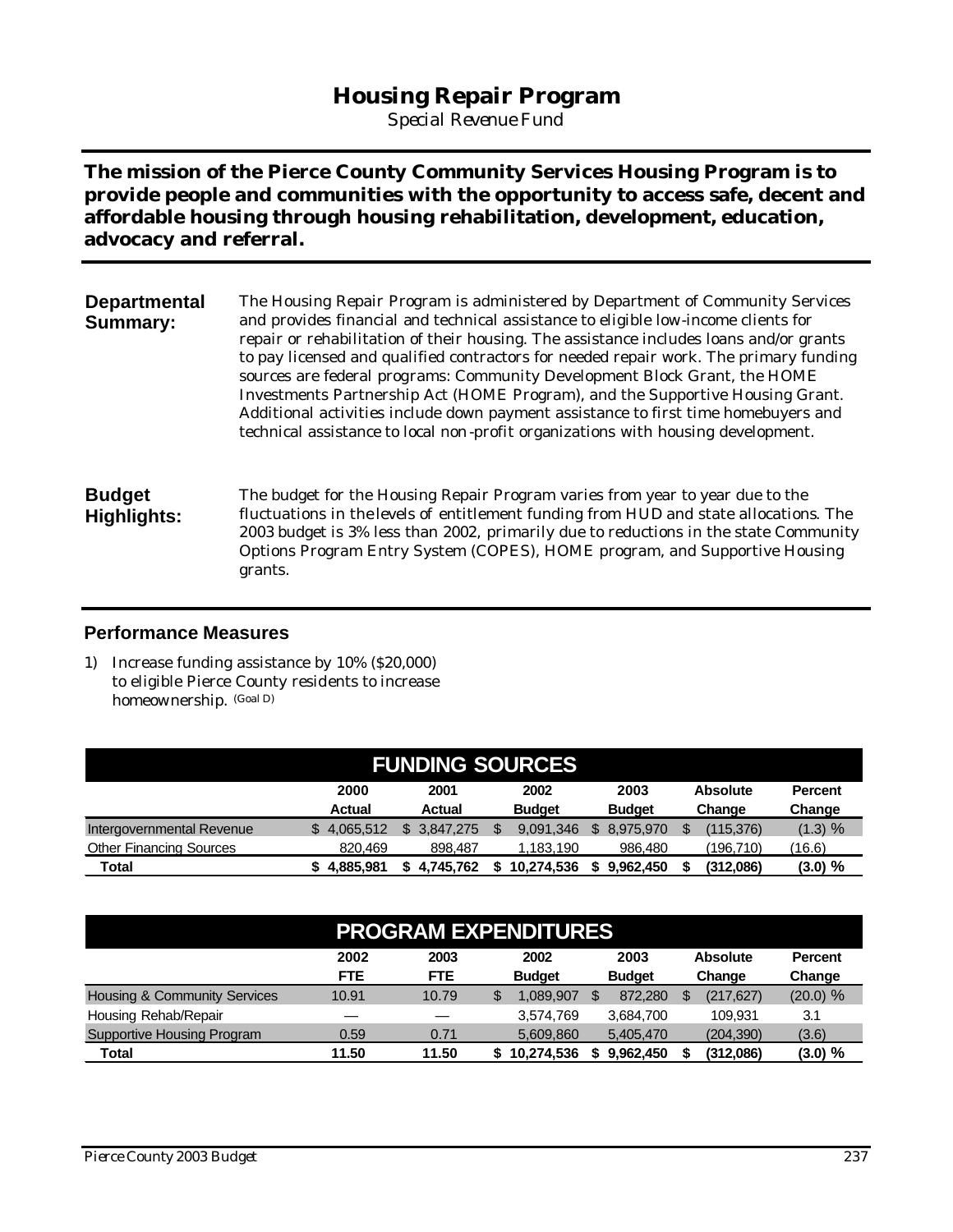# Housing Repair Program

*Special Revenue Fund*

**The mission of the Pierce County Community Services Housing Program is to provide people and communities with the opportunity to access safe, decent and affordable housing through housing rehabilitation, development, education, advocacy and referral.**

**Departmental Summary:**

The Housing Repair Program is administered by Department of Community Services and provides financial and technical assistance to eligible low-income clients for repair or rehabilitation of their housing. The assistance includes loans and/or grants to pay licensed and qualified contractors for needed repair work. The primary funding sources are federal programs: Community Development Block Grant, the HOME Investments Partnership Act (HOME Program), and the Supportive Housing Grant. Additional activities include down payment assistance to first time homebuyers and technical assistance to local non-profit organizations with housing development.

**Budget Highlights:**

The budget for the Housing Repair Program varies from year to year due to the fluctuations in the levels of entitlement funding from HUD and state allocations. The 2003 budget is 3% less than 2002, primarily due to reductions in the state Community Options Program Entry System (COPES), HOME program, and Supportive Housing grants.

## Performance Measures

1) Increase funding assistance by 10% ($20,000) to eligible Pierce County residents to increase homeownership. (Goal D)

**FUNDING SOURCES**

| | 2000 Actual | 2001 Actual | 2002 Budget | 2003 Budget | Absolute Change | Percent Change |
|---|---|---|---|---|---|---|
| Intergovernmental Revenue | $ 4,065,512 | $ 3,847,275 | $ 9,091,346 | $ 8,975,970 | $ (115,376) | (1.3) % |
| Other Financing Sources | 820,469 | 898,487 | 1,183,190 | 986,480 | (196,710) | (16.6) |
| **Total** | **$ 4,885,981** | **$ 4,745,762** | **$ 10,274,536** | **$ 9,962,450** | **$ (312,086)** | **(3.0) %** |

**PROGRAM EXPENDITURES**

| | 2002 FTE | 2003 FTE | 2002 Budget | 2003 Budget | Absolute Change | Percent Change |
|---|---|---|---|---|---|---|
| Housing & Community Services | 10.91 | 10.79 | $ 1,089,907 | $ 872,280 | $ (217,627) | (20.0) % |
| Housing Rehab/Repair | — | — | 3,574,769 | 3,684,700 | 109,931 | 3.1 |
| Supportive Housing Program | 0.59 | 0.71 | 5,609,860 | 5,405,470 | (204,390) | (3.6) |
| **Total** | **11.50** | **11.50** | **$ 10,274,536** | **$ 9,962,450** | **$ (312,086)** | **(3.0) %** |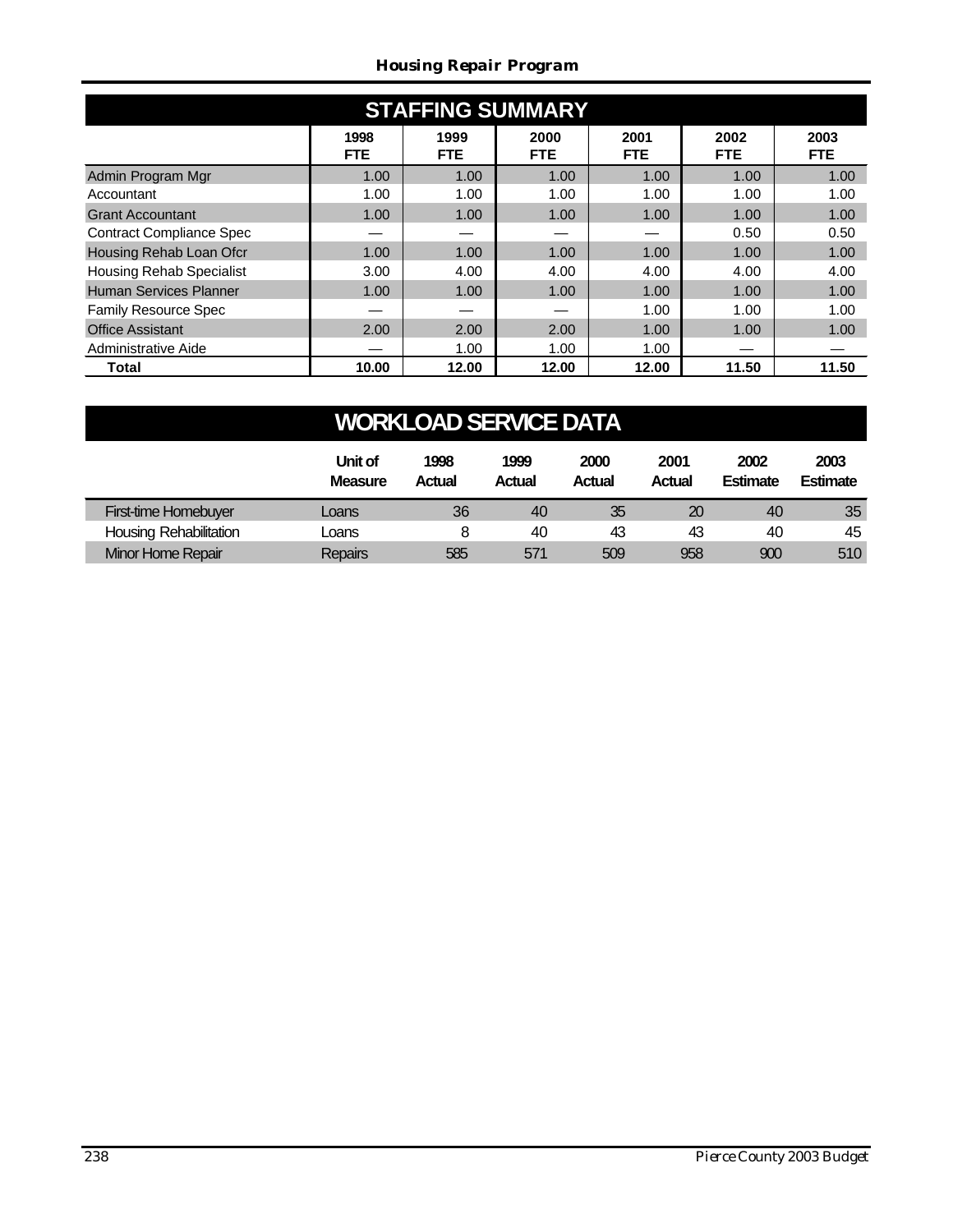## STAFFING SUMMARY

| | 1998 FTE | 1999 FTE | 2000 FTE | 2001 FTE | 2002 FTE | 2003 FTE |
|---|---|---|---|---|---|---|
| Admin Program Mgr | 1.00 | 1.00 | 1.00 | 1.00 | 1.00 | 1.00 |
| Accountant | 1.00 | 1.00 | 1.00 | 1.00 | 1.00 | 1.00 |
| Grant Accountant | 1.00 | 1.00 | 1.00 | 1.00 | 1.00 | 1.00 |
| Contract Compliance Spec | — | — | — | — | 0.50 | 0.50 |
| Housing Rehab Loan Ofcr | 1.00 | 1.00 | 1.00 | 1.00 | 1.00 | 1.00 |
| Housing Rehab Specialist | 3.00 | 4.00 | 4.00 | 4.00 | 4.00 | 4.00 |
| Human Services Planner | 1.00 | 1.00 | 1.00 | 1.00 | 1.00 | 1.00 |
| Family Resource Spec | — | — | — | 1.00 | 1.00 | 1.00 |
| Office Assistant | 2.00 | 2.00 | 2.00 | 1.00 | 1.00 | 1.00 |
| Administrative Aide | — | 1.00 | 1.00 | 1.00 | — | — |
| **Total** | **10.00** | **12.00** | **12.00** | **12.00** | **11.50** | **11.50** |

## WORKLOAD SERVICE DATA

| | Unit of Measure | 1998 Actual | 1999 Actual | 2000 Actual | 2001 Actual | 2002 Estimate | 2003 Estimate |
|---|---|---|---|---|---|---|---|
| First-time Homebuyer | Loans | 36 | 40 | 35 | 20 | 40 | 35 |
| Housing Rehabilitation | Loans | 8 | 40 | 43 | 43 | 40 | 45 |
| Minor Home Repair | Repairs | 585 | 571 | 509 | 958 | 900 | 510 |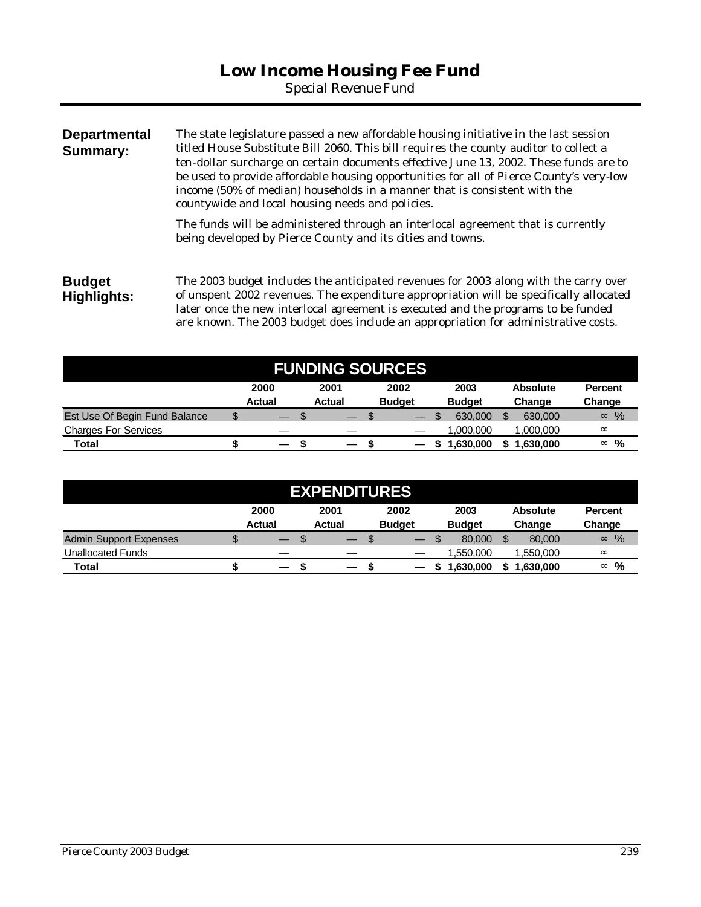# Low Income Housing Fee Fund

*Special Revenue Fund*

**Departmental Summary:**

The state legislature passed a new affordable housing initiative in the last session titled House Substitute Bill 2060. This bill requires the county auditor to collect a ten-dollar surcharge on certain documents effective June 13, 2002. These funds are to be used to provide affordable housing opportunities for all of Pierce County's very-low income (50% of median) households in a manner that is consistent with the countywide and local housing needs and policies.

The funds will be administered through an interlocal agreement that is currently being developed by Pierce County and its cities and towns.

**Budget Highlights:**

The 2003 budget includes the anticipated revenues for 2003 along with the carry over of unspent 2002 revenues. The expenditure appropriation will be specifically allocated later once the new interlocal agreement is executed and the programs to be funded are known. The 2003 budget does include an appropriation for administrative costs.

## FUNDING SOURCES

| | 2000 Actual | 2001 Actual | 2002 Budget | 2003 Budget | Absolute Change | Percent Change |
|---|---|---|---|---|---|---|
| Est Use Of Begin Fund Balance | $ — | $ — | $ — | $ 630,000 | $ 630,000 | ∞ % |
| Charges For Services | — | — | — | 1,000,000 | 1,000,000 | ∞ |
| **Total** | **$ —** | **$ —** | **$ —** | **$ 1,630,000** | **$ 1,630,000** | **∞ %** |

## EXPENDITURES

| | 2000 Actual | 2001 Actual | 2002 Budget | 2003 Budget | Absolute Change | Percent Change |
|---|---|---|---|---|---|---|
| Admin Support Expenses | $ — | $ — | $ — | $ 80,000 | $ 80,000 | ∞ % |
| Unallocated Funds | — | — | — | 1,550,000 | 1,550,000 | ∞ |
| **Total** | **$ —** | **$ —** | **$ —** | **$ 1,630,000** | **$ 1,630,000** | **∞ %** |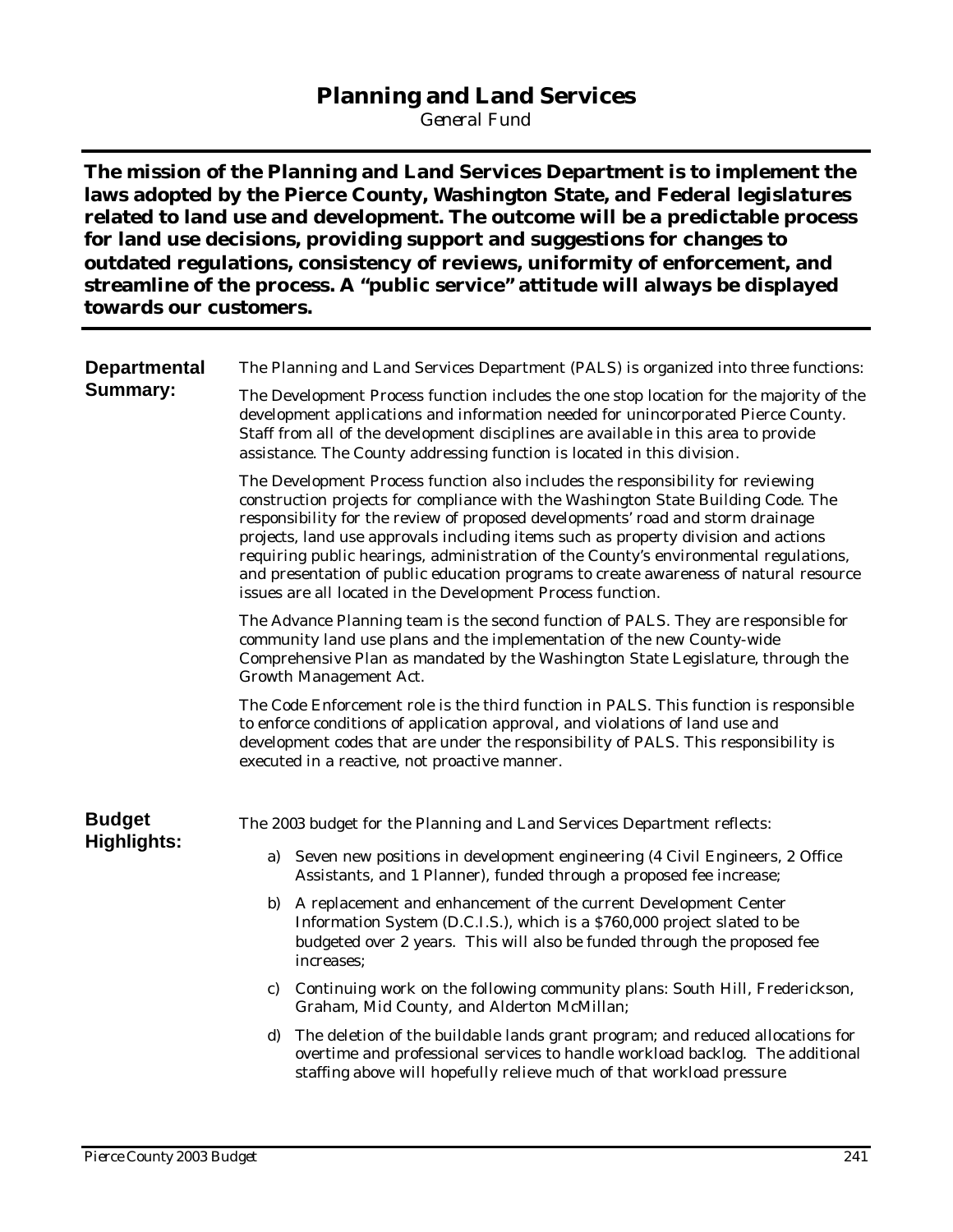# Planning and Land Services

*General Fund*

**The mission of the Planning and Land Services Department is to implement the laws adopted by the Pierce County, Washington State, and Federal legislatures related to land use and development. The outcome will be a predictable process for land use decisions, providing support and suggestions for changes to outdated regulations, consistency of reviews, uniformity of enforcement, and streamline of the process. A "public service" attitude will always be displayed towards our customers.**

## Departmental Summary:

The Planning and Land Services Department (PALS) is organized into three functions:

The Development Process function includes the one stop location for the majority of the development applications and information needed for unincorporated Pierce County. Staff from all of the development disciplines are available in this area to provide assistance. The County addressing function is located in this division.

The Development Process function also includes the responsibility for reviewing construction projects for compliance with the Washington State Building Code. The responsibility for the review of proposed developments' road and storm drainage projects, land use approvals including items such as property division and actions requiring public hearings, administration of the County's environmental regulations, and presentation of public education programs to create awareness of natural resource issues are all located in the Development Process function.

The Advance Planning team is the second function of PALS. They are responsible for community land use plans and the implementation of the new County-wide Comprehensive Plan as mandated by the Washington State Legislature, through the Growth Management Act.

The Code Enforcement role is the third function in PALS. This function is responsible to enforce conditions of application approval, and violations of land use and development codes that are under the responsibility of PALS. This responsibility is executed in a reactive, not proactive manner.

## Budget Highlights:

The 2003 budget for the Planning and Land Services Department reflects:

a) Seven new positions in development engineering (4 Civil Engineers, 2 Office Assistants, and 1 Planner), funded through a proposed fee increase;

b) A replacement and enhancement of the current Development Center Information System (D.C.I.S.), which is a $760,000 project slated to be budgeted over 2 years. This will also be funded through the proposed fee increases;

c) Continuing work on the following community plans: South Hill, Frederickson, Graham, Mid County, and Alderton McMillan;

d) The deletion of the buildable lands grant program; and reduced allocations for overtime and professional services to handle workload backlog. The additional staffing above will hopefully relieve much of that workload pressure.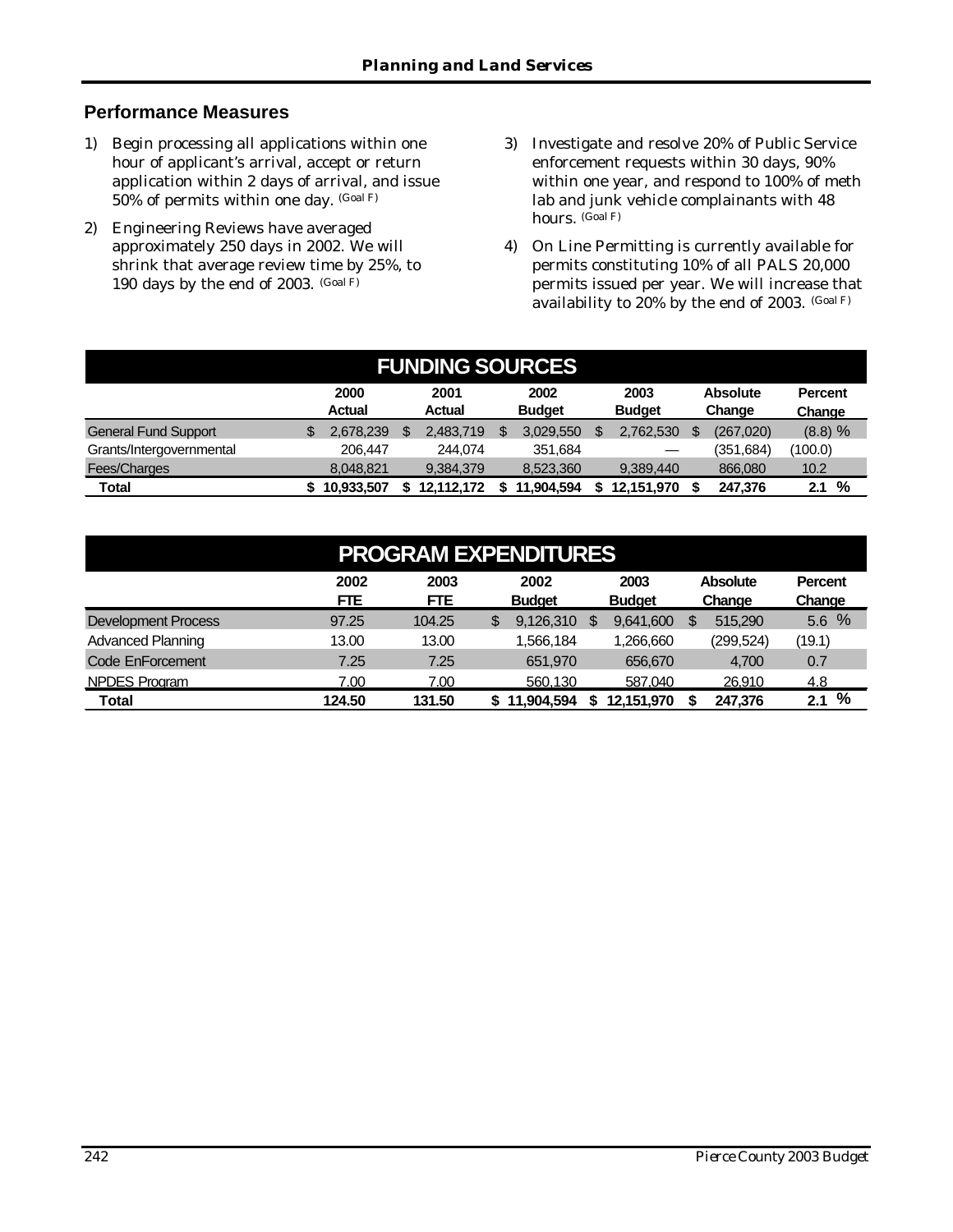## Performance Measures

1) Begin processing all applications within one hour of applicant's arrival, accept or return application within 2 days of arrival, and issue 50% of permits within one day. (Goal F)

2) Engineering Reviews have averaged approximately 250 days in 2002. We will shrink that average review time by 25%, to 190 days by the end of 2003. (Goal F)

3) Investigate and resolve 20% of Public Service enforcement requests within 30 days, 90% within one year, and respond to 100% of meth lab and junk vehicle complainants with 48 hours. (Goal F)

4) On Line Permitting is currently available for permits constituting 10% of all PALS 20,000 permits issued per year. We will increase that availability to 20% by the end of 2003. (Goal F)

## FUNDING SOURCES

| | 2000 Actual | 2001 Actual | 2002 Budget | 2003 Budget | Absolute Change | Percent Change |
|---|---|---|---|---|---|---|
| General Fund Support | $ 2,678,239 | $ 2,483,719 | $ 3,029,550 | $ 2,762,530 | $ (267,020) | (8.8) % |
| Grants/Intergovernmental | 206,447 | 244,074 | 351,684 | — | (351,684) | (100.0) |
| Fees/Charges | 8,048,821 | 9,384,379 | 8,523,360 | 9,389,440 | 866,080 | 10.2 |
| **Total** | **$ 10,933,507** | **$ 12,112,172** | **$ 11,904,594** | **$ 12,151,970** | **$ 247,376** | **2.1 %** |

## PROGRAM EXPENDITURES

| | 2002 FTE | 2003 FTE | 2002 Budget | 2003 Budget | Absolute Change | Percent Change |
|---|---|---|---|---|---|---|
| Development Process | 97.25 | 104.25 | $ 9,126,310 | $ 9,641,600 | $ 515,290 | 5.6 % |
| Advanced Planning | 13.00 | 13.00 | 1,566,184 | 1,266,660 | (299,524) | (19.1) |
| Code EnForcement | 7.25 | 7.25 | 651,970 | 656,670 | 4,700 | 0.7 |
| NPDES Program | 7.00 | 7.00 | 560,130 | 587,040 | 26,910 | 4.8 |
| **Total** | **124.50** | **131.50** | **$ 11,904,594** | **$ 12,151,970** | **$ 247,376** | **2.1 %** |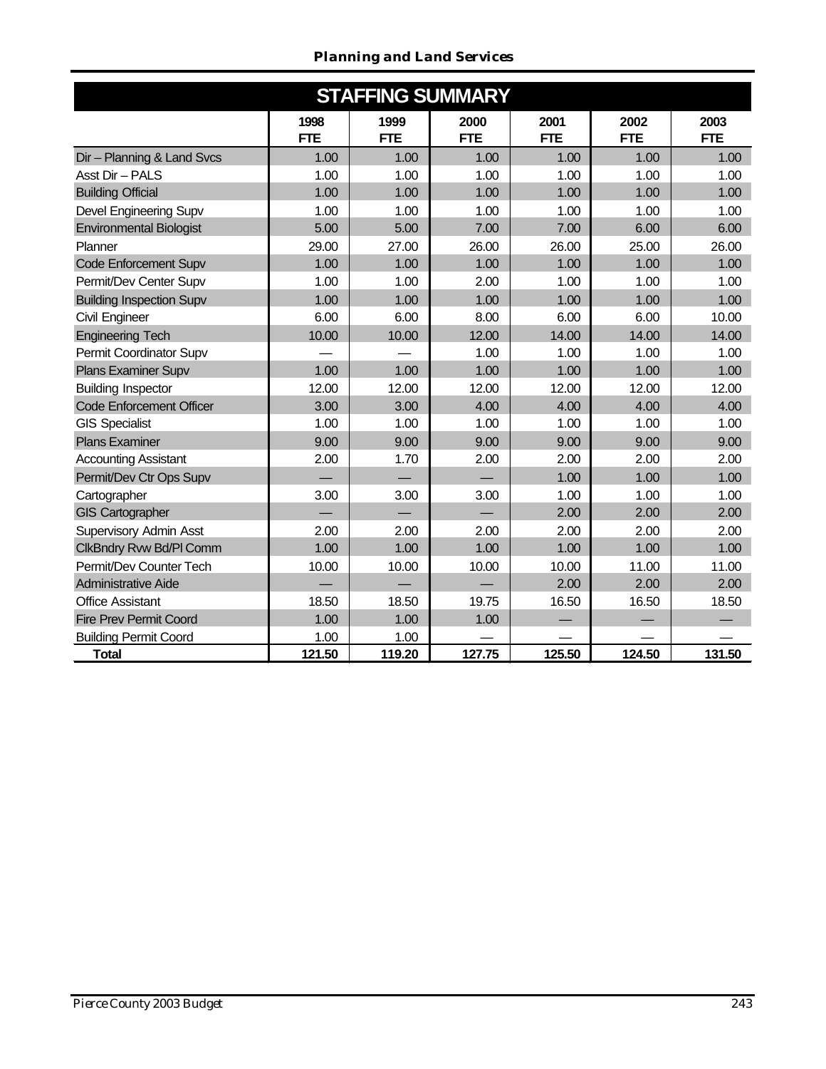## STAFFING SUMMARY

| | 1998 FTE | 1999 FTE | 2000 FTE | 2001 FTE | 2002 FTE | 2003 FTE |
|---|---|---|---|---|---|---|
| Dir – Planning & Land Svcs | 1.00 | 1.00 | 1.00 | 1.00 | 1.00 | 1.00 |
| Asst Dir – PALS | 1.00 | 1.00 | 1.00 | 1.00 | 1.00 | 1.00 |
| Building Official | 1.00 | 1.00 | 1.00 | 1.00 | 1.00 | 1.00 |
| Devel Engineering Supv | 1.00 | 1.00 | 1.00 | 1.00 | 1.00 | 1.00 |
| Environmental Biologist | 5.00 | 5.00 | 7.00 | 7.00 | 6.00 | 6.00 |
| Planner | 29.00 | 27.00 | 26.00 | 26.00 | 25.00 | 26.00 |
| Code Enforcement Supv | 1.00 | 1.00 | 1.00 | 1.00 | 1.00 | 1.00 |
| Permit/Dev Center Supv | 1.00 | 1.00 | 2.00 | 1.00 | 1.00 | 1.00 |
| Building Inspection Supv | 1.00 | 1.00 | 1.00 | 1.00 | 1.00 | 1.00 |
| Civil Engineer | 6.00 | 6.00 | 8.00 | 6.00 | 6.00 | 10.00 |
| Engineering Tech | 10.00 | 10.00 | 12.00 | 14.00 | 14.00 | 14.00 |
| Permit Coordinator Supv | — | — | 1.00 | 1.00 | 1.00 | 1.00 |
| Plans Examiner Supv | 1.00 | 1.00 | 1.00 | 1.00 | 1.00 | 1.00 |
| Building Inspector | 12.00 | 12.00 | 12.00 | 12.00 | 12.00 | 12.00 |
| Code Enforcement Officer | 3.00 | 3.00 | 4.00 | 4.00 | 4.00 | 4.00 |
| GIS Specialist | 1.00 | 1.00 | 1.00 | 1.00 | 1.00 | 1.00 |
| Plans Examiner | 9.00 | 9.00 | 9.00 | 9.00 | 9.00 | 9.00 |
| Accounting Assistant | 2.00 | 1.70 | 2.00 | 2.00 | 2.00 | 2.00 |
| Permit/Dev Ctr Ops Supv | — | — | — | 1.00 | 1.00 | 1.00 |
| Cartographer | 3.00 | 3.00 | 3.00 | 1.00 | 1.00 | 1.00 |
| GIS Cartographer | — | — | — | 2.00 | 2.00 | 2.00 |
| Supervisory Admin Asst | 2.00 | 2.00 | 2.00 | 2.00 | 2.00 | 2.00 |
| ClkBndry Rvw Bd/Pl Comm | 1.00 | 1.00 | 1.00 | 1.00 | 1.00 | 1.00 |
| Permit/Dev Counter Tech | 10.00 | 10.00 | 10.00 | 10.00 | 11.00 | 11.00 |
| Administrative Aide | — | — | — | 2.00 | 2.00 | 2.00 |
| Office Assistant | 18.50 | 18.50 | 19.75 | 16.50 | 16.50 | 18.50 |
| Fire Prev Permit Coord | 1.00 | 1.00 | 1.00 | — | — | — |
| Building Permit Coord | 1.00 | 1.00 | — | — | — | — |
| **Total** | **121.50** | **119.20** | **127.75** | **125.50** | **124.50** | **131.50** |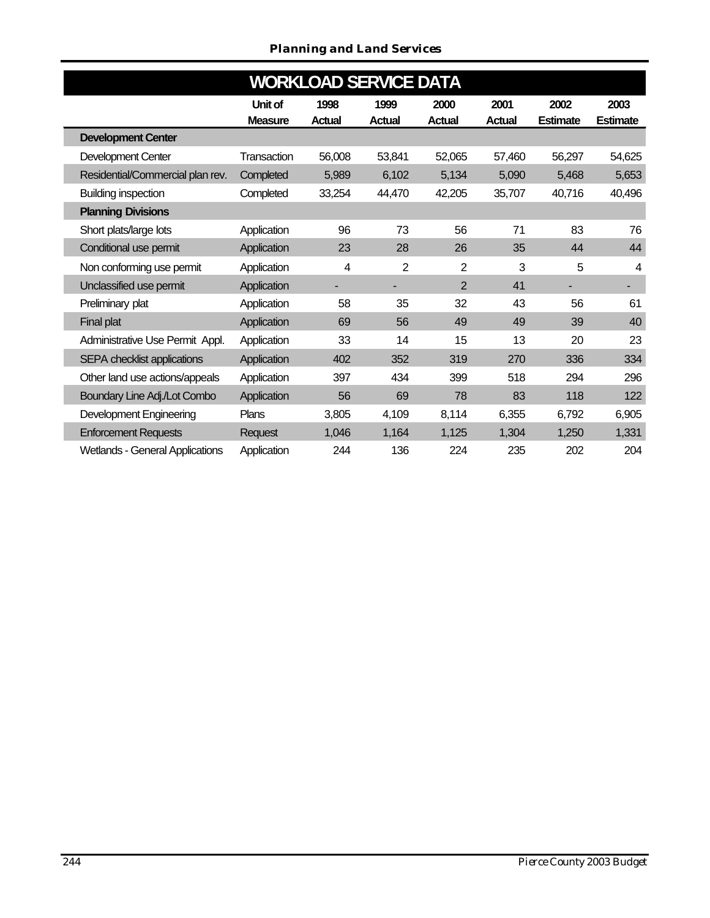## WORKLOAD SERVICE DATA

| | Unit of Measure | 1998 Actual | 1999 Actual | 2000 Actual | 2001 Actual | 2002 Estimate | 2003 Estimate |
|---|---|---|---|---|---|---|---|
| **Development Center** | | | | | | | |
| Development Center | Transaction | 56,008 | 53,841 | 52,065 | 57,460 | 56,297 | 54,625 |
| Residential/Commercial plan rev. | Completed | 5,989 | 6,102 | 5,134 | 5,090 | 5,468 | 5,653 |
| Building inspection | Completed | 33,254 | 44,470 | 42,205 | 35,707 | 40,716 | 40,496 |
| **Planning Divisions** | | | | | | | |
| Short plats/large lots | Application | 96 | 73 | 56 | 71 | 83 | 76 |
| Conditional use permit | Application | 23 | 28 | 26 | 35 | 44 | 44 |
| Non conforming use permit | Application | 4 | 2 | 2 | 3 | 5 | 4 |
| Unclassified use permit | Application | - | - | 2 | 41 | - | - |
| Preliminary plat | Application | 58 | 35 | 32 | 43 | 56 | 61 |
| Final plat | Application | 69 | 56 | 49 | 49 | 39 | 40 |
| Administrative Use Permit Appl. | Application | 33 | 14 | 15 | 13 | 20 | 23 |
| SEPA checklist applications | Application | 402 | 352 | 319 | 270 | 336 | 334 |
| Other land use actions/appeals | Application | 397 | 434 | 399 | 518 | 294 | 296 |
| Boundary Line Adj./Lot Combo | Application | 56 | 69 | 78 | 83 | 118 | 122 |
| Development Engineering | Plans | 3,805 | 4,109 | 8,114 | 6,355 | 6,792 | 6,905 |
| Enforcement Requests | Request | 1,046 | 1,164 | 1,125 | 1,304 | 1,250 | 1,331 |
| Wetlands - General Applications | Application | 244 | 136 | 224 | 235 | 202 | 204 |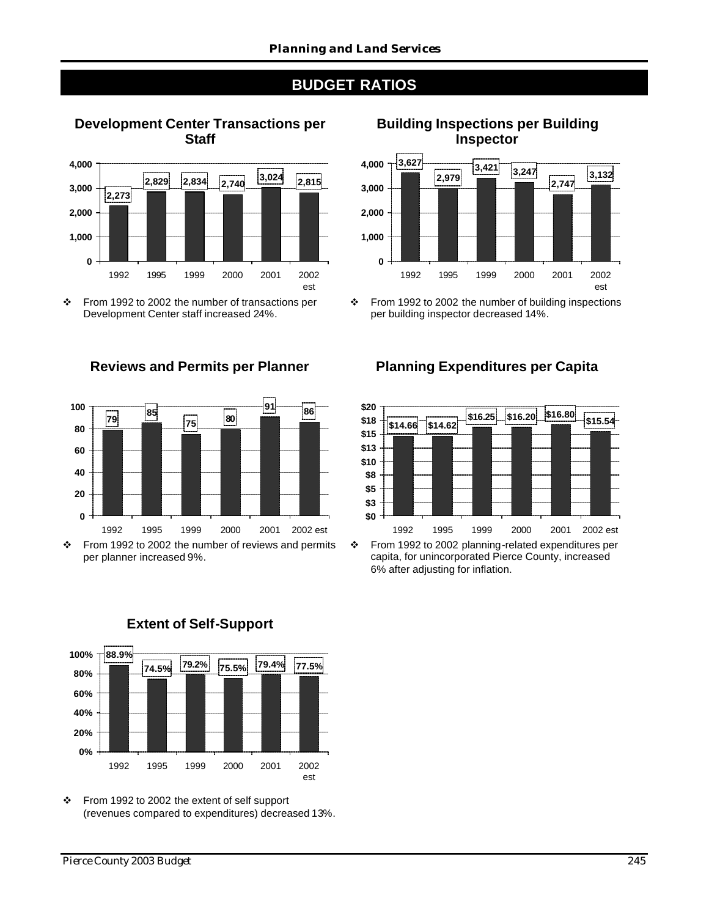## BUDGET RATIOS

### Development Center Transactions per Staff

4,000
3,000
2,000
1,000
0

2,273 2,829 2,834 2,740 3,024 2,815

1992 1995 1999 2000 2001 2002 est

- From 1992 to 2002 the number of transactions per Development Center staff increased 24%.

### Building Inspections per Building Inspector

4,000
3,000
2,000
1,000
0

3,627 2,979 3,421 3,247 2,747 3,132

1992 1995 1999 2000 2001 2002 est

- From 1992 to 2002 the number of building inspections per building inspector decreased 14%.

### Reviews and Permits per Planner

100
80
60
40
20
0

79 85 75 80 91 86

1992 1995 1999 2000 2001 2002 est

- From 1992 to 2002 the number of reviews and permits per planner increased 9%.

### Planning Expenditures per Capita

$20
$18
$15
$13
$10
$8
$5
$3
$0

$14.66 $14.62 $16.25 $16.20 $16.80 $15.54

1992 1995 1999 2000 2001 2002 est

- From 1992 to 2002 planning-related expenditures per capita, for unincorporated Pierce County, increased 6% after adjusting for inflation.

### Extent of Self-Support

100%
80%
60%
40%
20%
0%

88.9% 74.5% 79.2% 75.5% 79.4% 77.5%

1992 1995 1999 2000 2001 2002 est

- From 1992 to 2002 the extent of self support (revenues compared to expenditures) decreased 13%.